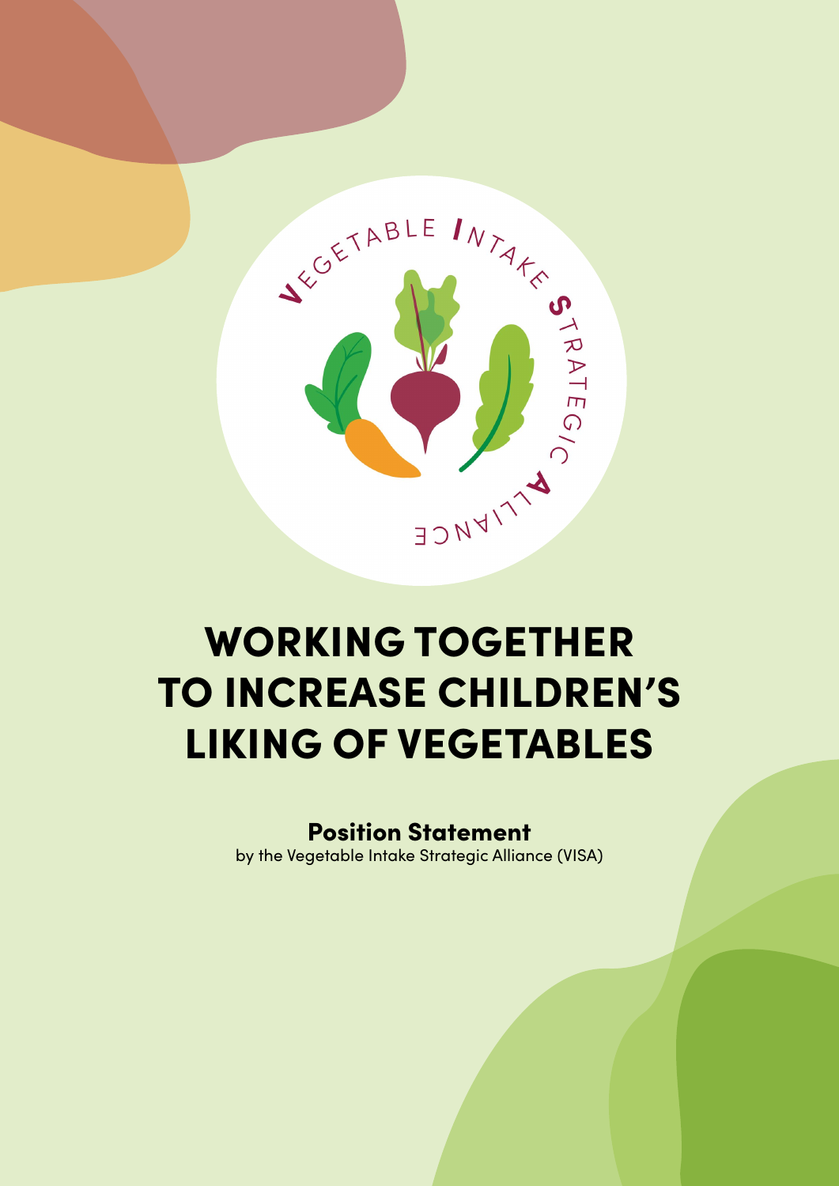Vegetable Intake Strategic Alliance

# WORKING TOGETHER TO INCREASE CHILDREN'S LIKING OF VEGETABLES

**Position Statement**

by the Vegetable Intake Strategic Alliance (VISA)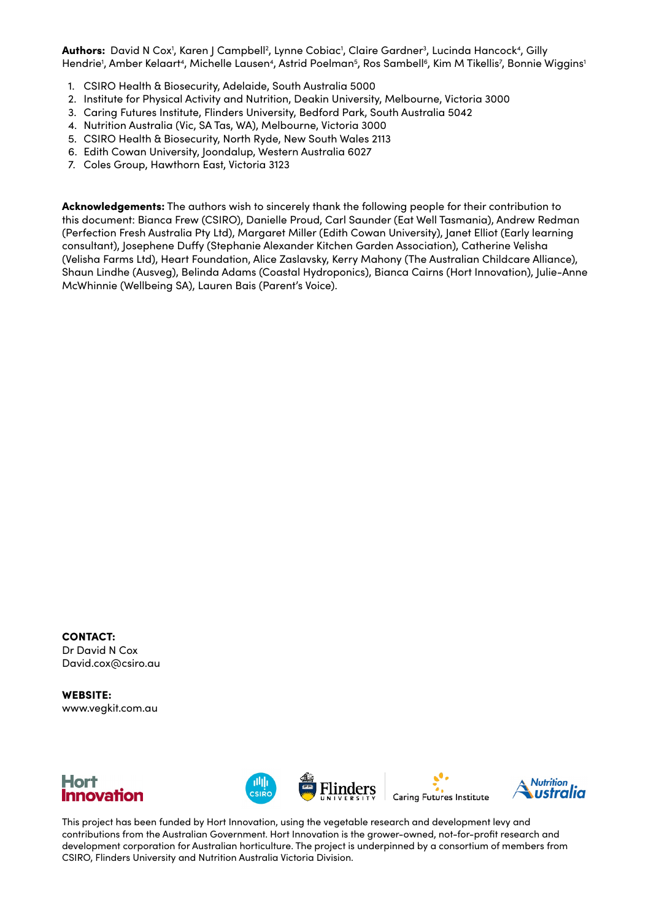**Authors:** David N Cox[1], Karen J Campbell[2], Lynne Cobiac[1], Claire Gardner[3], Lucinda Hancock[4], Gilly Hendrie[1], Amber Kelaart[4], Michelle Lausen[4], Astrid Poelman[5], Ros Sambell[6], Kim M Tikellis[7], Bonnie Wiggins[1]

1. CSIRO Health & Biosecurity, Adelaide, South Australia 5000
2. Institute for Physical Activity and Nutrition, Deakin University, Melbourne, Victoria 3000
3. Caring Futures Institute, Flinders University, Bedford Park, South Australia 5042
4. Nutrition Australia (Vic, SA Tas, WA), Melbourne, Victoria 3000
5. CSIRO Health & Biosecurity, North Ryde, New South Wales 2113
6. Edith Cowan University, Joondalup, Western Australia 6027
7. Coles Group, Hawthorn East, Victoria 3123

**Acknowledgements:** The authors wish to sincerely thank the following people for their contribution to this document: Bianca Frew (CSIRO), Danielle Proud, Carl Saunder (Eat Well Tasmania), Andrew Redman (Perfection Fresh Australia Pty Ltd), Margaret Miller (Edith Cowan University), Janet Elliot (Early learning consultant), Josephene Duffy (Stephanie Alexander Kitchen Garden Association), Catherine Velisha (Velisha Farms Ltd), Heart Foundation, Alice Zaslavsky, Kerry Mahony (The Australian Childcare Alliance), Shaun Lindhe (Ausveg), Belinda Adams (Coastal Hydroponics), Bianca Cairns (Hort Innovation), Julie-Anne McWhinnie (Wellbeing SA), Lauren Bais (Parent's Voice).

**CONTACT:**
Dr David N Cox
David.cox@csiro.au

**WEBSITE:**
www.vegkit.com.au

Hort Innovation | CSIRO | Flinders University | Caring Futures Institute | Nutrition Australia

This project has been funded by Hort Innovation, using the vegetable research and development levy and contributions from the Australian Government. Hort Innovation is the grower-owned, not-for-profit research and development corporation for Australian horticulture. The project is underpinned by a consortium of members from CSIRO, Flinders University and Nutrition Australia Victoria Division.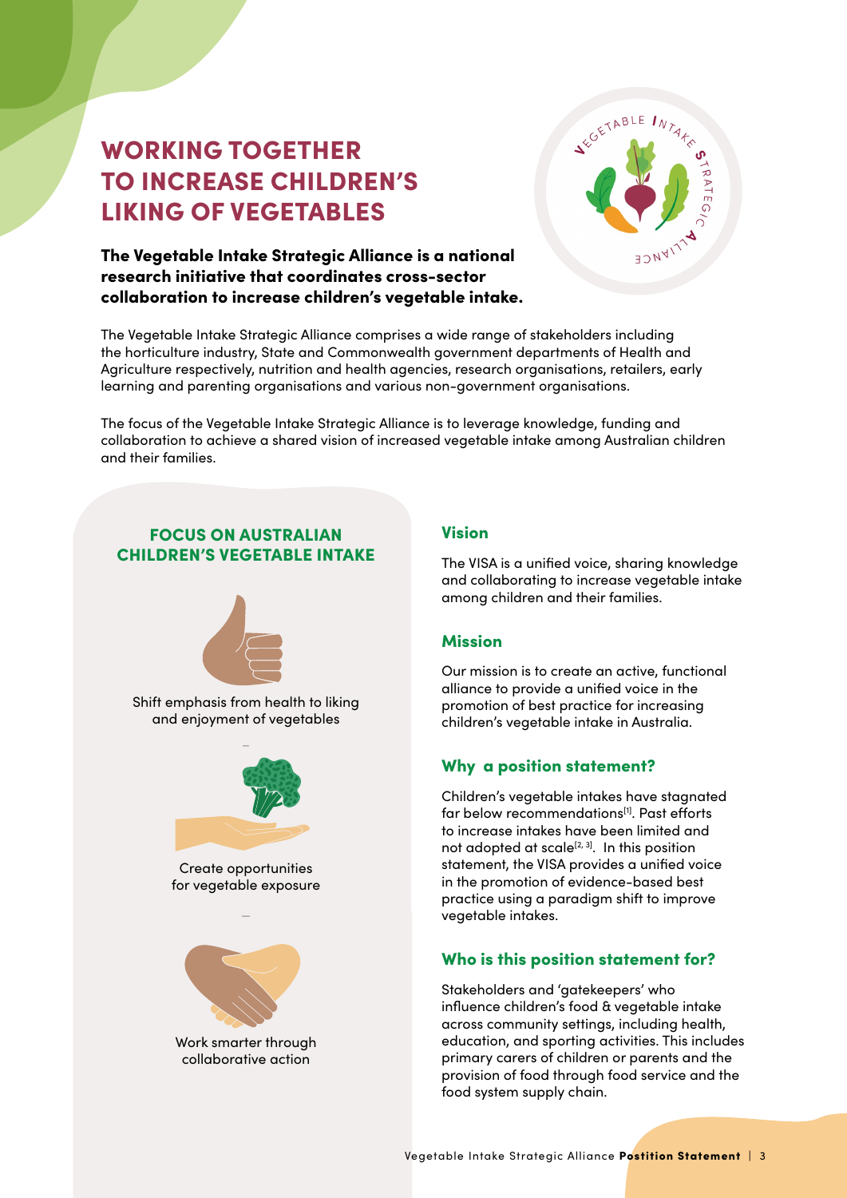# WORKING TOGETHER TO INCREASE CHILDREN'S LIKING OF VEGETABLES

**The Vegetable Intake Strategic Alliance is a national research initiative that coordinates cross-sector collaboration to increase children's vegetable intake.**

The Vegetable Intake Strategic Alliance comprises a wide range of stakeholders including the horticulture industry, State and Commonwealth government departments of Health and Agriculture respectively, nutrition and health agencies, research organisations, retailers, early learning and parenting organisations and various non-government organisations.

The focus of the Vegetable Intake Strategic Alliance is to leverage knowledge, funding and collaboration to achieve a shared vision of increased vegetable intake among Australian children and their families.

## FOCUS ON AUSTRALIAN CHILDREN'S VEGETABLE INTAKE

Shift emphasis from health to liking and enjoyment of vegetables

Create opportunities for vegetable exposure

Work smarter through collaborative action

## Vision

The VISA is a unified voice, sharing knowledge and collaborating to increase vegetable intake among children and their families.

## Mission

Our mission is to create an active, functional alliance to provide a unified voice in the promotion of best practice for increasing children's vegetable intake in Australia.

## Why a position statement?

Children's vegetable intakes have stagnated far below recommendations[1]. Past efforts to increase intakes have been limited and not adopted at scale[2, 3]. In this position statement, the VISA provides a unified voice in the promotion of evidence-based best practice using a paradigm shift to improve vegetable intakes.

## Who is this position statement for?

Stakeholders and 'gatekeepers' who influence children's food & vegetable intake across community settings, including health, education, and sporting activities. This includes primary carers of children or parents and the provision of food through food service and the food system supply chain.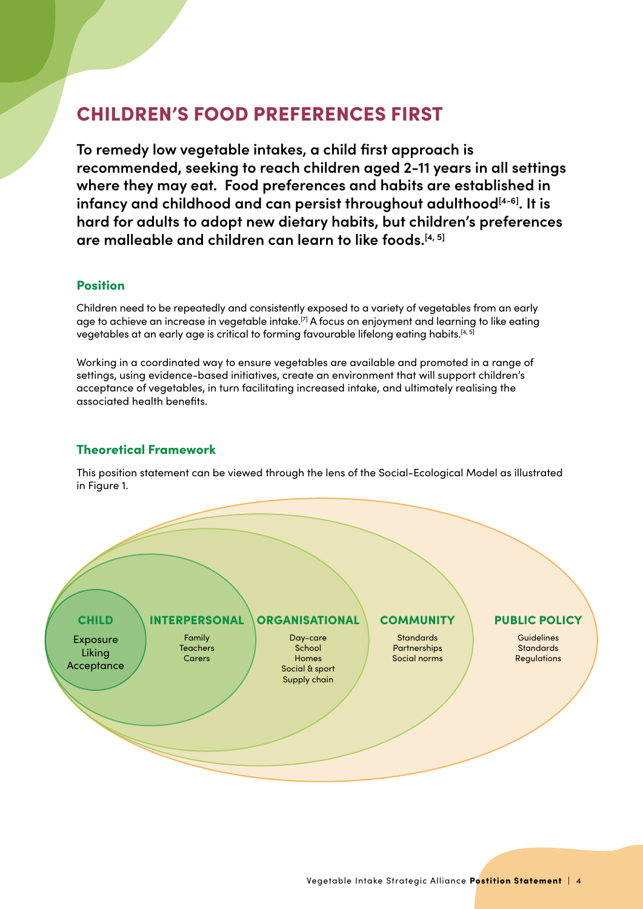# CHILDREN'S FOOD PREFERENCES FIRST

**To remedy low vegetable intakes, a child first approach is recommended, seeking to reach children aged 2-11 years in all settings where they may eat. Food preferences and habits are established in infancy and childhood and can persist throughout adulthood[4-6]. It is hard for adults to adopt new dietary habits, but children's preferences are malleable and children can learn to like foods.[4, 5]**

## Position

Children need to be repeatedly and consistently exposed to a variety of vegetables from an early age to achieve an increase in vegetable intake.[7] A focus on enjoyment and learning to like eating vegetables at an early age is critical to forming favourable lifelong eating habits.[4, 5]

Working in a coordinated way to ensure vegetables are available and promoted in a range of settings, using evidence-based initiatives, create an environment that will support children's acceptance of vegetables, in turn facilitating increased intake, and ultimately realising the associated health benefits.

## Theoretical Framework

This position statement can be viewed through the lens of the Social-Ecological Model as illustrated in Figure 1.

**CHILD**
Exposure
Liking
Acceptance

**INTERPERSONAL**
Family
Teachers
Carers

**ORGANISATIONAL**
Day-care
School
Homes
Social & sport
Supply chain

**COMMUNITY**
Standards
Partnerships
Social norms

**PUBLIC POLICY**
Guidelines
Standards
Regulations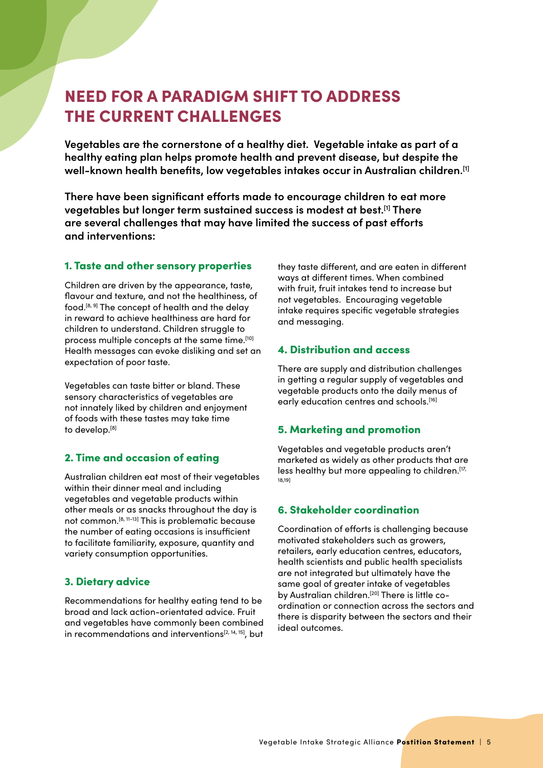# NEED FOR A PARADIGM SHIFT TO ADDRESS THE CURRENT CHALLENGES

**Vegetables are the cornerstone of a healthy diet. Vegetable intake as part of a healthy eating plan helps promote health and prevent disease, but despite the well-known health benefits, low vegetables intakes occur in Australian children.[1]**

**There have been significant efforts made to encourage children to eat more vegetables but longer term sustained success is modest at best.[1] There are several challenges that may have limited the success of past efforts and interventions:**

### 1. Taste and other sensory properties

Children are driven by the appearance, taste, flavour and texture, and not the healthiness, of food.[8, 9] The concept of health and the delay in reward to achieve healthiness are hard for children to understand. Children struggle to process multiple concepts at the same time.[10] Health messages can evoke disliking and set an expectation of poor taste.

Vegetables can taste bitter or bland. These sensory characteristics of vegetables are not innately liked by children and enjoyment of foods with these tastes may take time to develop.[8]

### 2. Time and occasion of eating

Australian children eat most of their vegetables within their dinner meal and including vegetables and vegetable products within other meals or as snacks throughout the day is not common.[8, 11-13] This is problematic because the number of eating occasions is insufficient to facilitate familiarity, exposure, quantity and variety consumption opportunities.

### 3. Dietary advice

Recommendations for healthy eating tend to be broad and lack action-orientated advice. Fruit and vegetables have commonly been combined in recommendations and interventions[2, 14, 15], but they taste different, and are eaten in different ways at different times. When combined with fruit, fruit intakes tend to increase but not vegetables. Encouraging vegetable intake requires specific vegetable strategies and messaging.

### 4. Distribution and access

There are supply and distribution challenges in getting a regular supply of vegetables and vegetable products onto the daily menus of early education centres and schools.[16]

### 5. Marketing and promotion

Vegetables and vegetable products aren't marketed as widely as other products that are less healthy but more appealing to children.[17, 18,19]

### 6. Stakeholder coordination

Coordination of efforts is challenging because motivated stakeholders such as growers, retailers, early education centres, educators, health scientists and public health specialists are not integrated but ultimately have the same goal of greater intake of vegetables by Australian children.[20] There is little co-ordination or connection across the sectors and there is disparity between the sectors and their ideal outcomes.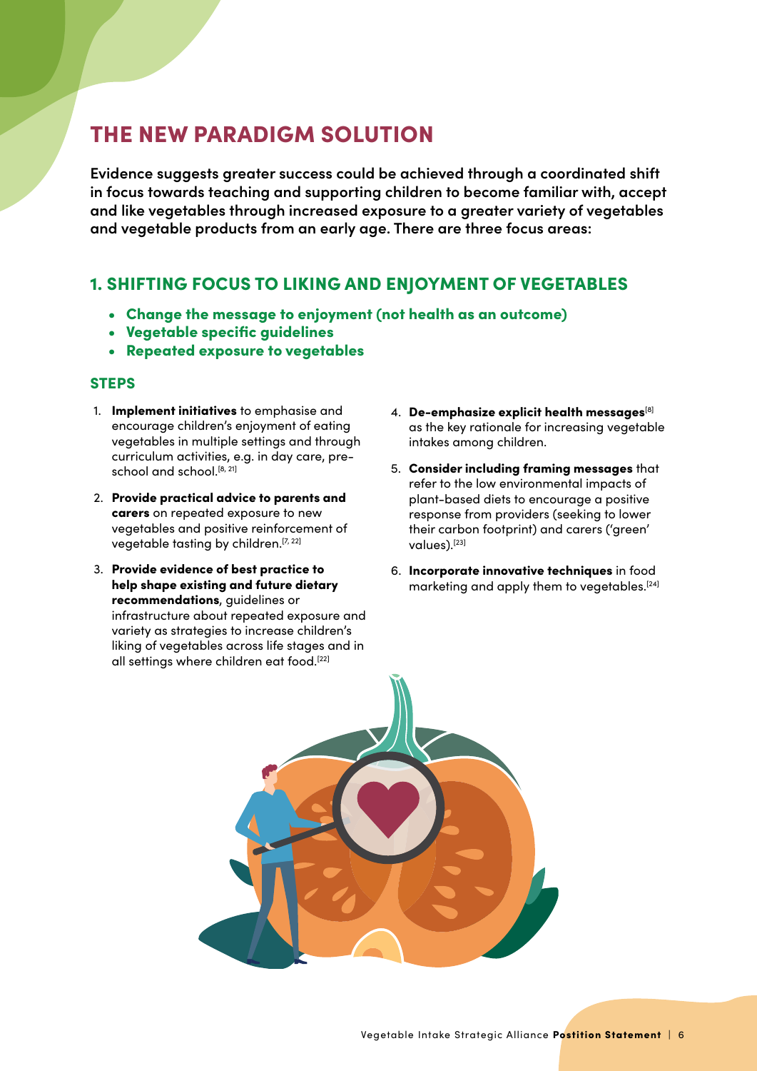# THE NEW PARADIGM SOLUTION

**Evidence suggests greater success could be achieved through a coordinated shift in focus towards teaching and supporting children to become familiar with, accept and like vegetables through increased exposure to a greater variety of vegetables and vegetable products from an early age. There are three focus areas:**

## 1. SHIFTING FOCUS TO LIKING AND ENJOYMENT OF VEGETABLES

- **Change the message to enjoyment (not health as an outcome)**
- **Vegetable specific guidelines**
- **Repeated exposure to vegetables**

### STEPS

1. **Implement initiatives** to emphasise and encourage children's enjoyment of eating vegetables in multiple settings and through curriculum activities, e.g. in day care, pre-school and school.[8, 21]
2. **Provide practical advice to parents and carers** on repeated exposure to new vegetables and positive reinforcement of vegetable tasting by children.[7, 22]
3. **Provide evidence of best practice to help shape existing and future dietary recommendations**, guidelines or infrastructure about repeated exposure and variety as strategies to increase children's liking of vegetables across life stages and in all settings where children eat food.[22]
4. **De-emphasize explicit health messages**[8] as the key rationale for increasing vegetable intakes among children.
5. **Consider including framing messages** that refer to the low environmental impacts of plant-based diets to encourage a positive response from providers (seeking to lower their carbon footprint) and carers ('green' values).[23]
6. **Incorporate innovative techniques** in food marketing and apply them to vegetables.[24]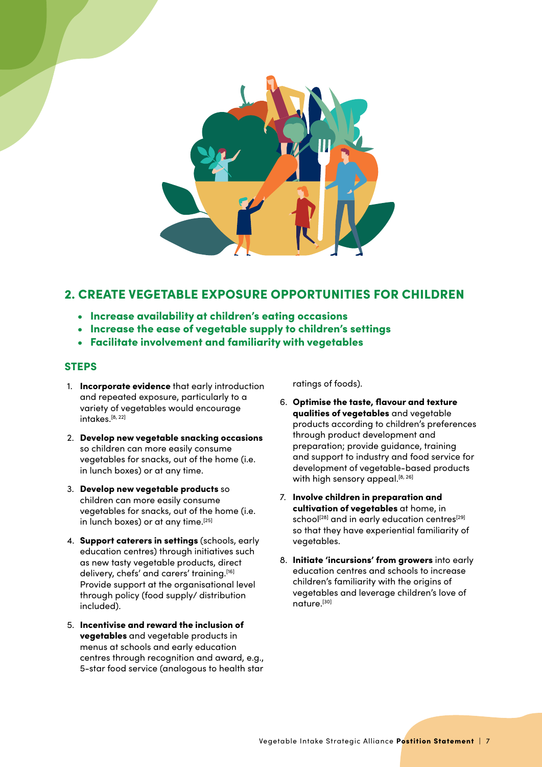## 2. CREATE VEGETABLE EXPOSURE OPPORTUNITIES FOR CHILDREN

- **Increase availability at children's eating occasions**
- **Increase the ease of vegetable supply to children's settings**
- **Facilitate involvement and familiarity with vegetables**

### STEPS

1. **Incorporate evidence** that early introduction and repeated exposure, particularly to a variety of vegetables would encourage intakes.[8, 22]
2. **Develop new vegetable snacking occasions** so children can more easily consume vegetables for snacks, out of the home (i.e. in lunch boxes) or at any time.
3. **Develop new vegetable products** so children can more easily consume vegetables for snacks, out of the home (i.e. in lunch boxes) or at any time.[25]
4. **Support caterers in settings** (schools, early education centres) through initiatives such as new tasty vegetable products, direct delivery, chefs' and carers' training.[16] Provide support at the organisational level through policy (food supply/ distribution included).
5. **Incentivise and reward the inclusion of vegetables** and vegetable products in menus at schools and early education centres through recognition and award, e.g., 5-star food service (analogous to health star ratings of foods).
6. **Optimise the taste, flavour and texture qualities of vegetables** and vegetable products according to children's preferences through product development and preparation; provide guidance, training and support to industry and food service for development of vegetable-based products with high sensory appeal.[8, 26]
7. **Involve children in preparation and cultivation of vegetables** at home, in school[28] and in early education centres[29] so that they have experiential familiarity of vegetables.
8. **Initiate 'incursions' from growers** into early education centres and schools to increase children's familiarity with the origins of vegetables and leverage children's love of nature.[30]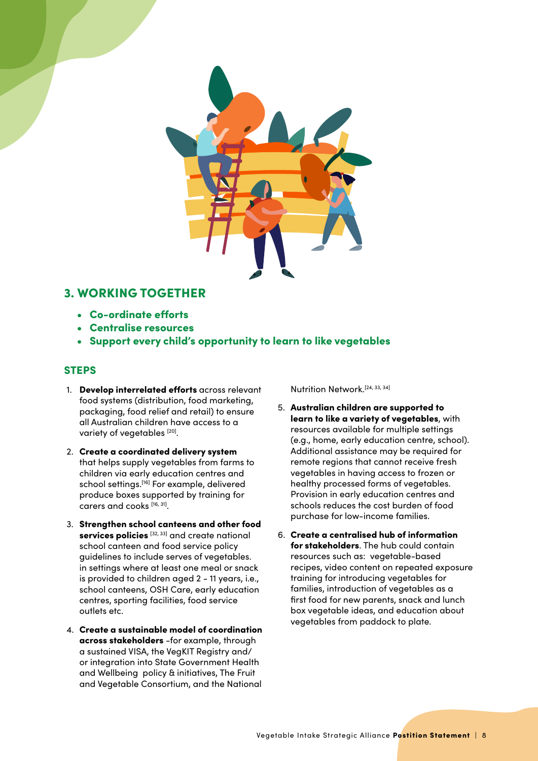## 3. WORKING TOGETHER

- **Co-ordinate efforts**
- **Centralise resources**
- **Support every child's opportunity to learn to like vegetables**

### STEPS

1. **Develop interrelated efforts** across relevant food systems (distribution, food marketing, packaging, food relief and retail) to ensure all Australian children have access to a variety of vegetables [20].

2. **Create a coordinated delivery system** that helps supply vegetables from farms to children via early education centres and school settings.[16] For example, delivered produce boxes supported by training for carers and cooks [16, 31].

3. **Strengthen school canteens and other food services policies** [32, 33] and create national school canteen and food service policy guidelines to include serves of vegetables. in settings where at least one meal or snack is provided to children aged 2 - 11 years, i.e., school canteens, OSH Care, early education centres, sporting facilities, food service outlets etc.

4. **Create a sustainable model of coordination across stakeholders** -for example, through a sustained VISA, the VegKIT Registry and/or integration into State Government Health and Wellbeing policy & initiatives, The Fruit and Vegetable Consortium, and the National Nutrition Network.[24, 33, 34]

5. **Australian children are supported to learn to like a variety of vegetables**, with resources available for multiple settings (e.g., home, early education centre, school). Additional assistance may be required for remote regions that cannot receive fresh vegetables in having access to frozen or healthy processed forms of vegetables. Provision in early education centres and schools reduces the cost burden of food purchase for low-income families.

6. **Create a centralised hub of information for stakeholders**. The hub could contain resources such as: vegetable-based recipes, video content on repeated exposure training for introducing vegetables for families, introduction of vegetables as a first food for new parents, snack and lunch box vegetable ideas, and education about vegetables from paddock to plate.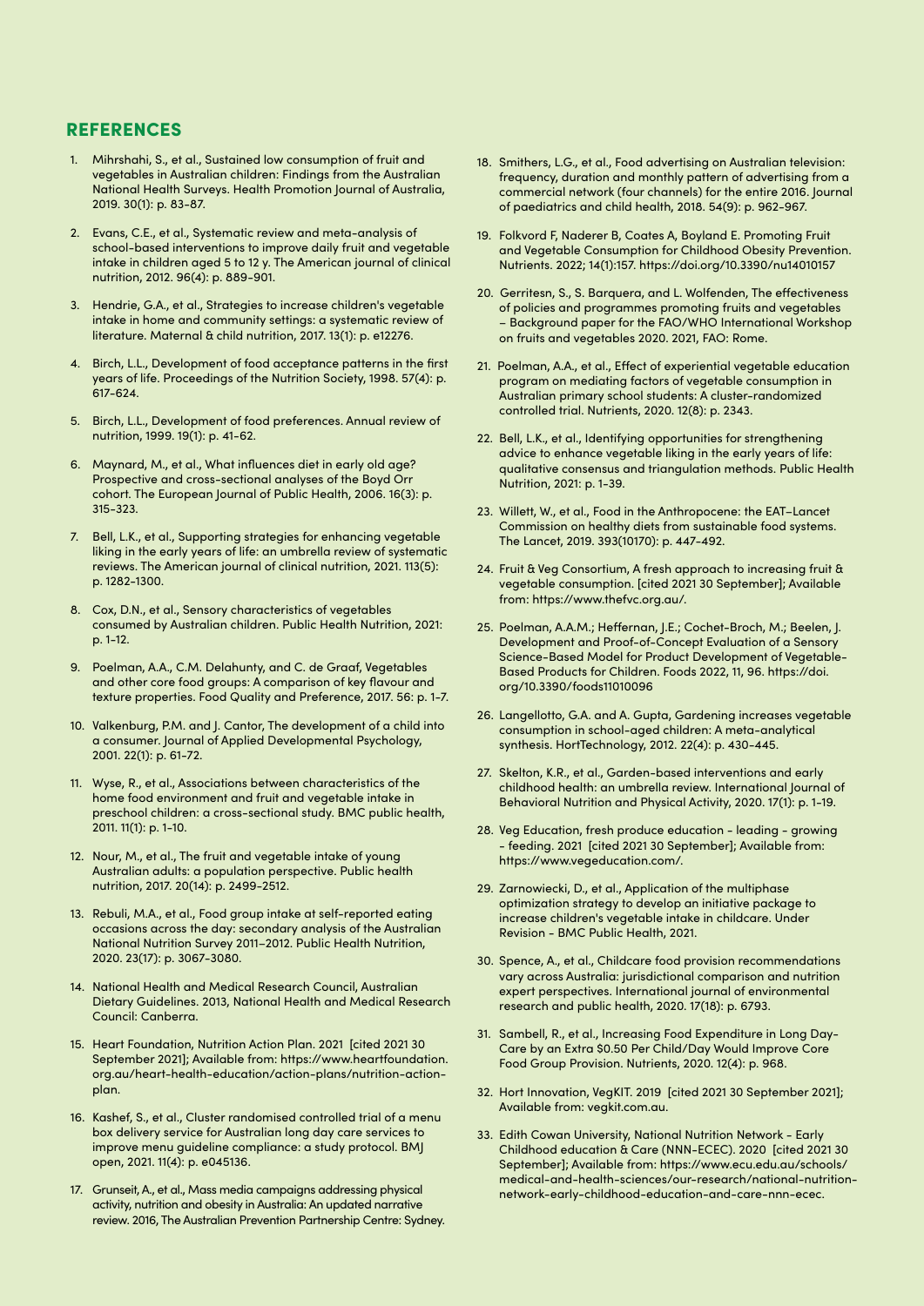## REFERENCES

1. Mihrshahi, S., et al., Sustained low consumption of fruit and vegetables in Australian children: Findings from the Australian National Health Surveys. Health Promotion Journal of Australia, 2019. 30(1): p. 83-87.

2. Evans, C.E., et al., Systematic review and meta-analysis of school-based interventions to improve daily fruit and vegetable intake in children aged 5 to 12 y. The American journal of clinical nutrition, 2012. 96(4): p. 889-901.

3. Hendrie, G.A., et al., Strategies to increase children's vegetable intake in home and community settings: a systematic review of literature. Maternal & child nutrition, 2017. 13(1): p. e12276.

4. Birch, L.L., Development of food acceptance patterns in the first years of life. Proceedings of the Nutrition Society, 1998. 57(4): p. 617-624.

5. Birch, L.L., Development of food preferences. Annual review of nutrition, 1999. 19(1): p. 41-62.

6. Maynard, M., et al., What influences diet in early old age? Prospective and cross-sectional analyses of the Boyd Orr cohort. The European Journal of Public Health, 2006. 16(3): p. 315-323.

7. Bell, L.K., et al., Supporting strategies for enhancing vegetable liking in the early years of life: an umbrella review of systematic reviews. The American journal of clinical nutrition, 2021. 113(5): p. 1282-1300.

8. Cox, D.N., et al., Sensory characteristics of vegetables consumed by Australian children. Public Health Nutrition, 2021: p. 1-12.

9. Poelman, A.A., C.M. Delahunty, and C. de Graaf, Vegetables and other core food groups: A comparison of key flavour and texture properties. Food Quality and Preference, 2017. 56: p. 1-7.

10. Valkenburg, P.M. and J. Cantor, The development of a child into a consumer. Journal of Applied Developmental Psychology, 2001. 22(1): p. 61-72.

11. Wyse, R., et al., Associations between characteristics of the home food environment and fruit and vegetable intake in preschool children: a cross-sectional study. BMC public health, 2011. 11(1): p. 1-10.

12. Nour, M., et al., The fruit and vegetable intake of young Australian adults: a population perspective. Public health nutrition, 2017. 20(14): p. 2499-2512.

13. Rebuli, M.A., et al., Food group intake at self-reported eating occasions across the day: secondary analysis of the Australian National Nutrition Survey 2011–2012. Public Health Nutrition, 2020. 23(17): p. 3067-3080.

14. National Health and Medical Research Council, Australian Dietary Guidelines. 2013, National Health and Medical Research Council: Canberra.

15. Heart Foundation, Nutrition Action Plan. 2021 [cited 2021 30 September 2021]; Available from: https://www.heartfoundation.org.au/heart-health-education/action-plans/nutrition-action-plan.

16. Kashef, S., et al., Cluster randomised controlled trial of a menu box delivery service for Australian long day care services to improve menu guideline compliance: a study protocol. BMJ open, 2021. 11(4): p. e045136.

17. Grunseit, A., et al., Mass media campaigns addressing physical activity, nutrition and obesity in Australia: An updated narrative review. 2016, The Australian Prevention Partnership Centre: Sydney.

18. Smithers, L.G., et al., Food advertising on Australian television: frequency, duration and monthly pattern of advertising from a commercial network (four channels) for the entire 2016. Journal of paediatrics and child health, 2018. 54(9): p. 962-967.

19. Folkvord F, Naderer B, Coates A, Boyland E. Promoting Fruit and Vegetable Consumption for Childhood Obesity Prevention. Nutrients. 2022; 14(1):157. https://doi.org/10.3390/nu14010157

20. Gerritesn, S., S. Barquera, and L. Wolfenden, The effectiveness of policies and programmes promoting fruits and vegetables – Background paper for the FAO/WHO International Workshop on fruits and vegetables 2020. 2021, FAO: Rome.

21. Poelman, A.A., et al., Effect of experiential vegetable education program on mediating factors of vegetable consumption in Australian primary school students: A cluster-randomized controlled trial. Nutrients, 2020. 12(8): p. 2343.

22. Bell, L.K., et al., Identifying opportunities for strengthening advice to enhance vegetable liking in the early years of life: qualitative consensus and triangulation methods. Public Health Nutrition, 2021: p. 1-39.

23. Willett, W., et al., Food in the Anthropocene: the EAT–Lancet Commission on healthy diets from sustainable food systems. The Lancet, 2019. 393(10170): p. 447-492.

24. Fruit & Veg Consortium, A fresh approach to increasing fruit & vegetable consumption. [cited 2021 30 September]; Available from: https://www.thefvc.org.au/.

25. Poelman, A.A.M.; Heffernan, J.E.; Cochet-Broch, M.; Beelen, J. Development and Proof-of-Concept Evaluation of a Sensory Science-Based Model for Product Development of Vegetable-Based Products for Children. Foods 2022, 11, 96. https://doi.org/10.3390/foods11010096

26. Langellotto, G.A. and A. Gupta, Gardening increases vegetable consumption in school-aged children: A meta-analytical synthesis. HortTechnology, 2012. 22(4): p. 430-445.

27. Skelton, K.R., et al., Garden-based interventions and early childhood health: an umbrella review. International Journal of Behavioral Nutrition and Physical Activity, 2020. 17(1): p. 1-19.

28. Veg Education, fresh produce education - leading - growing - feeding. 2021 [cited 2021 30 September]; Available from: https://www.vegeducation.com/.

29. Zarnowiecki, D., et al., Application of the multiphase optimization strategy to develop an initiative package to increase children's vegetable intake in childcare. Under Revision - BMC Public Health, 2021.

30. Spence, A., et al., Childcare food provision recommendations vary across Australia: jurisdictional comparison and nutrition expert perspectives. International journal of environmental research and public health, 2020. 17(18): p. 6793.

31. Sambell, R., et al., Increasing Food Expenditure in Long Day-Care by an Extra $0.50 Per Child/Day Would Improve Core Food Group Provision. Nutrients, 2020. 12(4): p. 968.

32. Hort Innovation, VegKIT. 2019 [cited 2021 30 September 2021]; Available from: vegkit.com.au.

33. Edith Cowan University, National Nutrition Network - Early Childhood education & Care (NNN-ECEC). 2020 [cited 2021 30 September]; Available from: https://www.ecu.edu.au/schools/medical-and-health-sciences/our-research/national-nutrition-network-early-childhood-education-and-care-nnn-ecec.